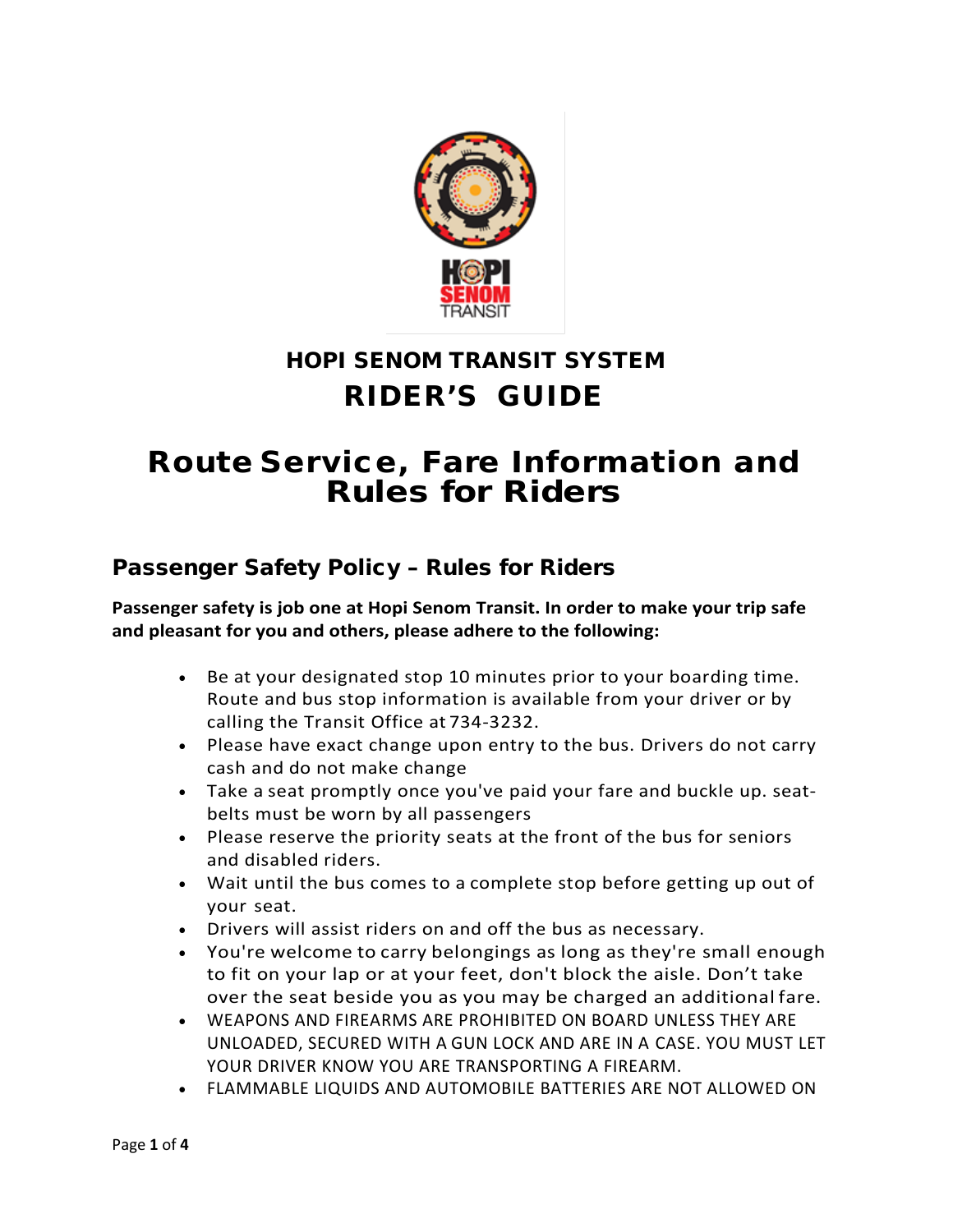# HOPI SENOM TRANSIT SYSTEM

# RIDER'S GUIDE

# Route Service, Fare Information and Rules for Riders

## Passenger Safety Policy – Rules for Riders

**Passenger safety is job one at Hopi Senom Transit. In order to make your trip safe and pleasant for you and others, please adhere to the following:**

- Be at your designated stop 10 minutes prior to your boarding time. Route and bus stop information is available from your driver or by calling the Transit Office at 734-3232.
- Please have exact change upon entry to the bus. Drivers do not carry cash and do not make change
- Take a seat promptly once you've paid your fare and buckle up. seat-belts must be worn by all passengers
- Please reserve the priority seats at the front of the bus for seniors and disabled riders.
- Wait until the bus comes to a complete stop before getting up out of your seat.
- Drivers will assist riders on and off the bus as necessary.
- You're welcome to carry belongings as long as they're small enough to fit on your lap or at your feet, don't block the aisle. Don't take over the seat beside you as you may be charged an additional fare.
- WEAPONS AND FIREARMS ARE PROHIBITED ON BOARD UNLESS THEY ARE UNLOADED, SECURED WITH A GUN LOCK AND ARE IN A CASE. YOU MUST LET YOUR DRIVER KNOW YOU ARE TRANSPORTING A FIREARM.
- FLAMMABLE LIQUIDS AND AUTOMOBILE BATTERIES ARE NOT ALLOWED ON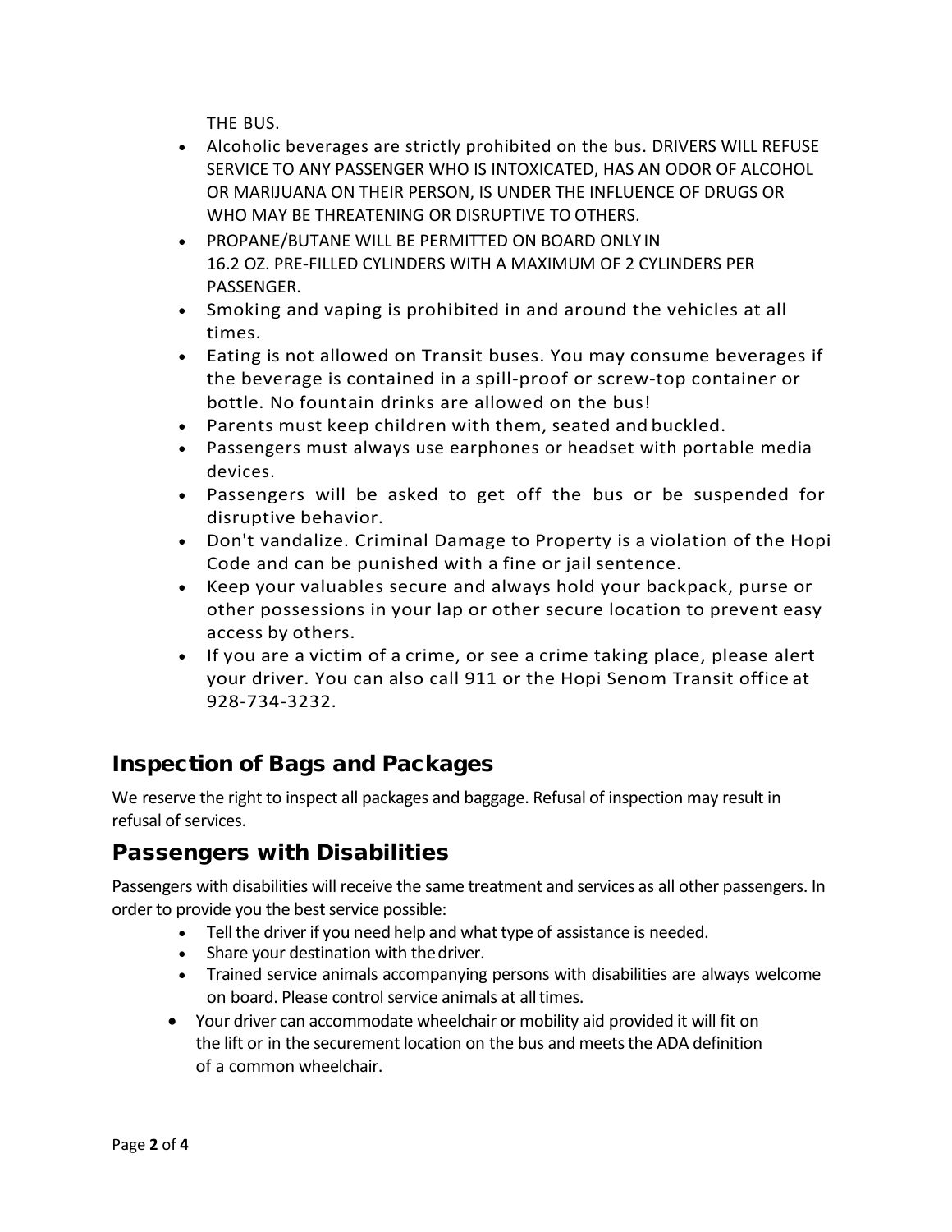THE BUS.

- Alcoholic beverages are strictly prohibited on the bus. DRIVERS WILL REFUSE SERVICE TO ANY PASSENGER WHO IS INTOXICATED, HAS AN ODOR OF ALCOHOL OR MARIJUANA ON THEIR PERSON, IS UNDER THE INFLUENCE OF DRUGS OR WHO MAY BE THREATENING OR DISRUPTIVE TO OTHERS.
- PROPANE/BUTANE WILL BE PERMITTED ON BOARD ONLY IN 16.2 OZ. PRE-FILLED CYLINDERS WITH A MAXIMUM OF 2 CYLINDERS PER PASSENGER.
- Smoking and vaping is prohibited in and around the vehicles at all times.
- Eating is not allowed on Transit buses. You may consume beverages if the beverage is contained in a spill-proof or screw-top container or bottle. No fountain drinks are allowed on the bus!
- Parents must keep children with them, seated and buckled.
- Passengers must always use earphones or headset with portable media devices.
- Passengers will be asked to get off the bus or be suspended for disruptive behavior.
- Don't vandalize. Criminal Damage to Property is a violation of the Hopi Code and can be punished with a fine or jail sentence.
- Keep your valuables secure and always hold your backpack, purse or other possessions in your lap or other secure location to prevent easy access by others.
- If you are a victim of a crime, or see a crime taking place, please alert your driver. You can also call 911 or the Hopi Senom Transit office at 928-734-3232.

## Inspection of Bags and Packages

We reserve the right to inspect all packages and baggage. Refusal of inspection may result in refusal of services.

## Passengers with Disabilities

Passengers with disabilities will receive the same treatment and services as all other passengers. In order to provide you the best service possible:

- Tell the driver if you need help and what type of assistance is needed.
- Share your destination with the driver.
- Trained service animals accompanying persons with disabilities are always welcome on board. Please control service animals at all times.
- Your driver can accommodate wheelchair or mobility aid provided it will fit on the lift or in the securement location on the bus and meets the ADA definition of a common wheelchair.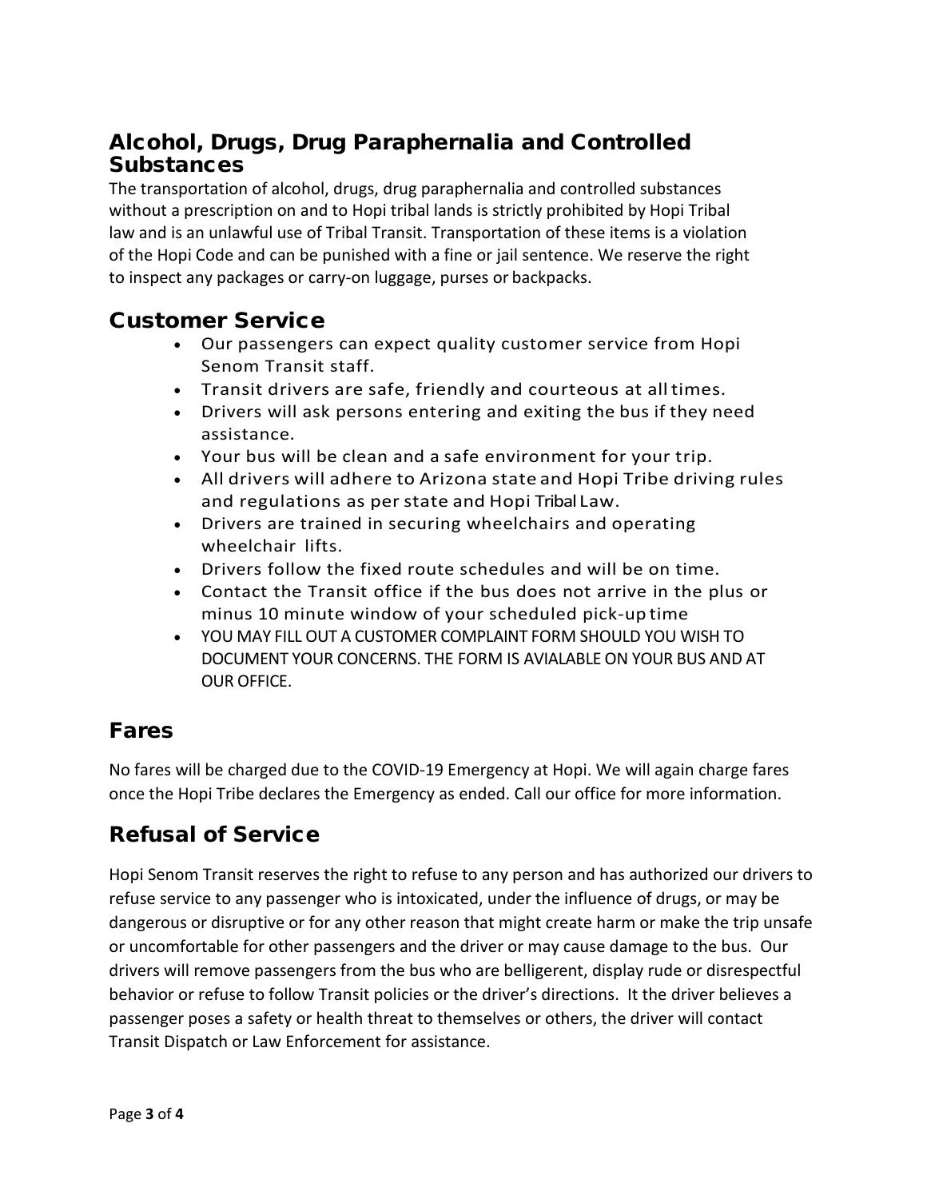## Alcohol, Drugs, Drug Paraphernalia and Controlled Substances

The transportation of alcohol, drugs, drug paraphernalia and controlled substances without a prescription on and to Hopi tribal lands is strictly prohibited by Hopi Tribal law and is an unlawful use of Tribal Transit. Transportation of these items is a violation of the Hopi Code and can be punished with a fine or jail sentence. We reserve the right to inspect any packages or carry-on luggage, purses or backpacks.

## Customer Service

- Our passengers can expect quality customer service from Hopi Senom Transit staff.
- Transit drivers are safe, friendly and courteous at all times.
- Drivers will ask persons entering and exiting the bus if they need assistance.
- Your bus will be clean and a safe environment for your trip.
- All drivers will adhere to Arizona state and Hopi Tribe driving rules and regulations as per state and Hopi Tribal Law.
- Drivers are trained in securing wheelchairs and operating wheelchair lifts.
- Drivers follow the fixed route schedules and will be on time.
- Contact the Transit office if the bus does not arrive in the plus or minus 10 minute window of your scheduled pick-up time
- YOU MAY FILL OUT A CUSTOMER COMPLAINT FORM SHOULD YOU WISH TO DOCUMENT YOUR CONCERNS. THE FORM IS AVIALABLE ON YOUR BUS AND AT OUR OFFICE.

## Fares

No fares will be charged due to the COVID-19 Emergency at Hopi. We will again charge fares once the Hopi Tribe declares the Emergency as ended. Call our office for more information.

## Refusal of Service

Hopi Senom Transit reserves the right to refuse to any person and has authorized our drivers to refuse service to any passenger who is intoxicated, under the influence of drugs, or may be dangerous or disruptive or for any other reason that might create harm or make the trip unsafe or uncomfortable for other passengers and the driver or may cause damage to the bus. Our drivers will remove passengers from the bus who are belligerent, display rude or disrespectful behavior or refuse to follow Transit policies or the driver's directions. It the driver believes a passenger poses a safety or health threat to themselves or others, the driver will contact Transit Dispatch or Law Enforcement for assistance.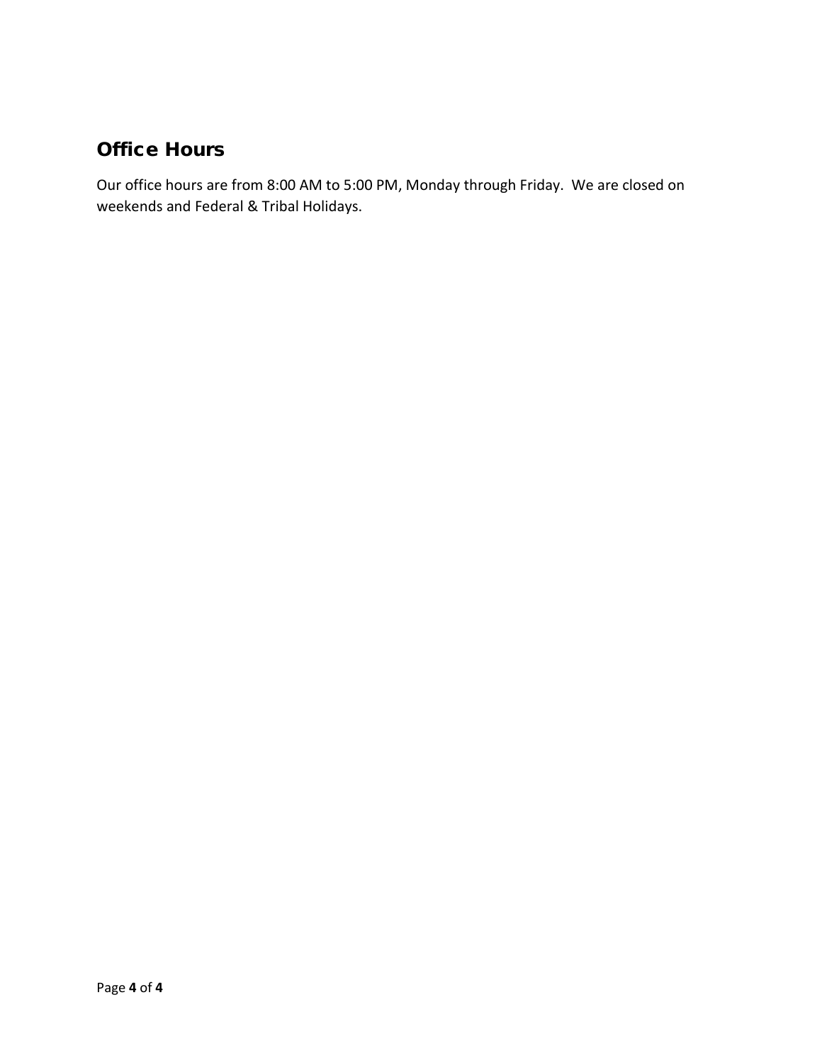## Office Hours

Our office hours are from 8:00 AM to 5:00 PM, Monday through Friday. We are closed on weekends and Federal & Tribal Holidays.